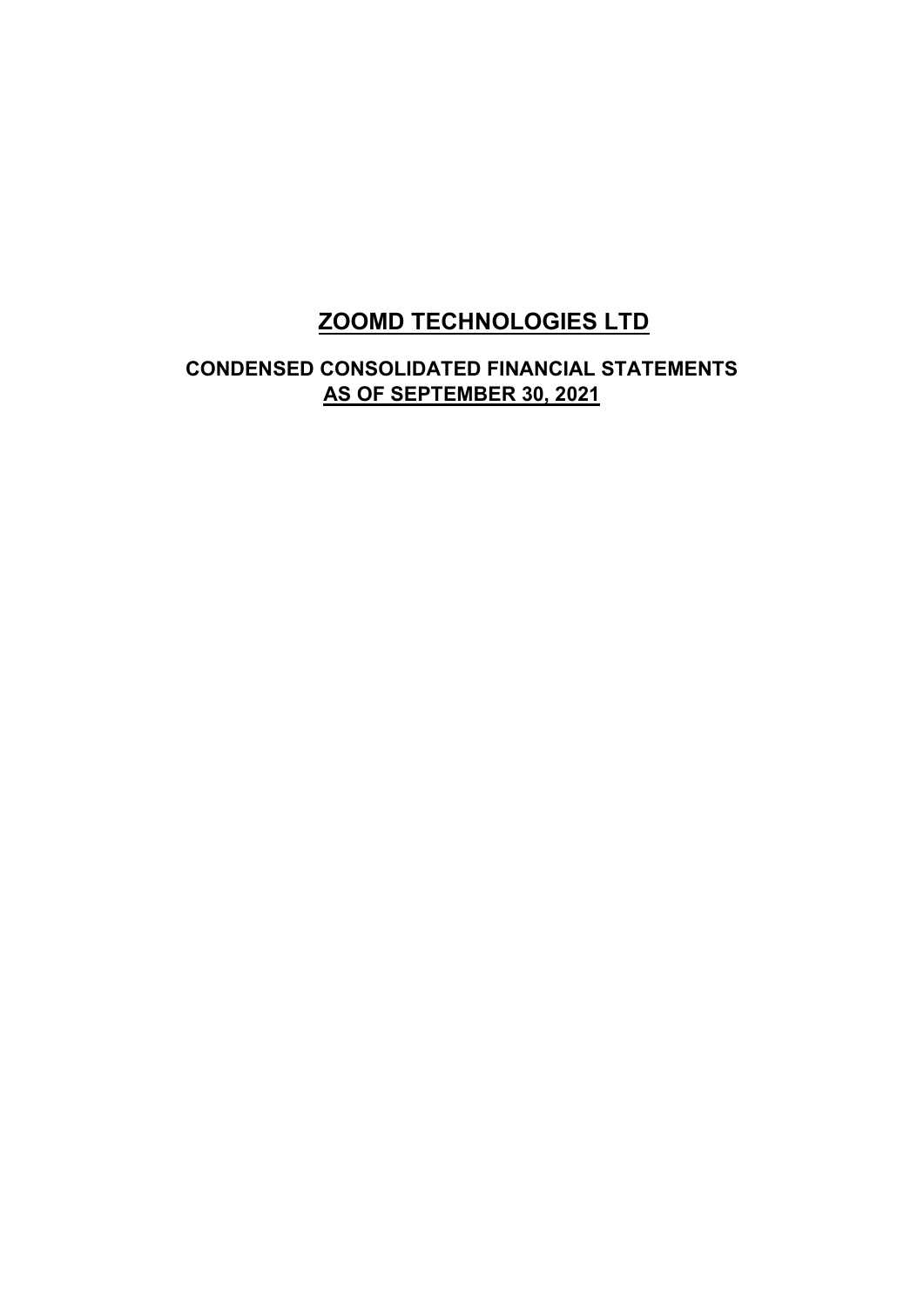# ZOOMD TECHNOLOGIES LTD

## CONDENSED CONSOLIDATED FINANCIAL STATEMENTS
## AS OF SEPTEMBER 30, 2021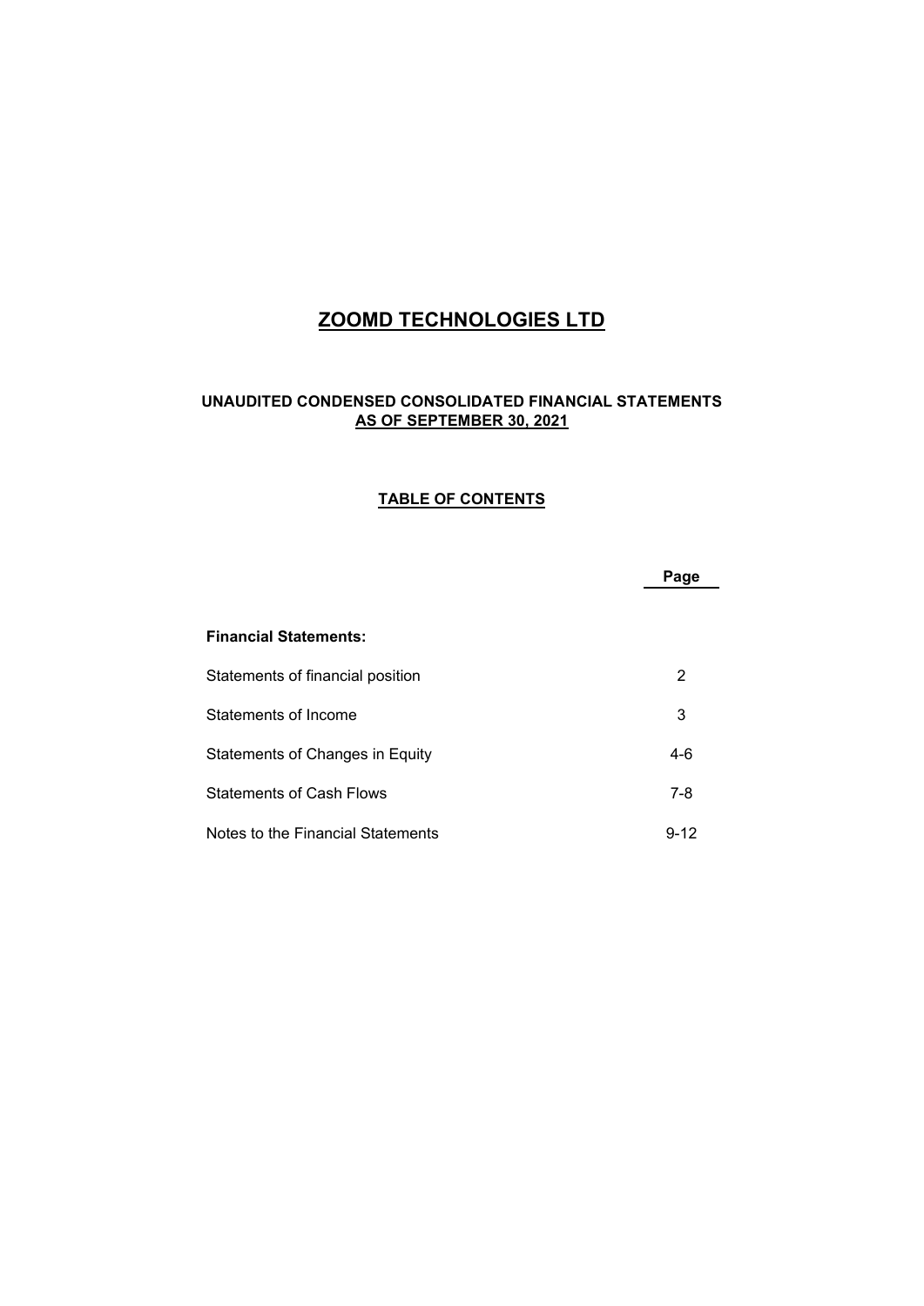# ZOOMD TECHNOLOGIES LTD

## UNAUDITED CONDENSED CONSOLIDATED FINANCIAL STATEMENTS AS OF SEPTEMBER 30, 2021

### TABLE OF CONTENTS

| | Page |
|---|---|
| **Financial Statements:** | |
| Statements of financial position | 2 |
| Statements of Income | 3 |
| Statements of Changes in Equity | 4-6 |
| Statements of Cash Flows | 7-8 |
| Notes to the Financial Statements | 9-12 |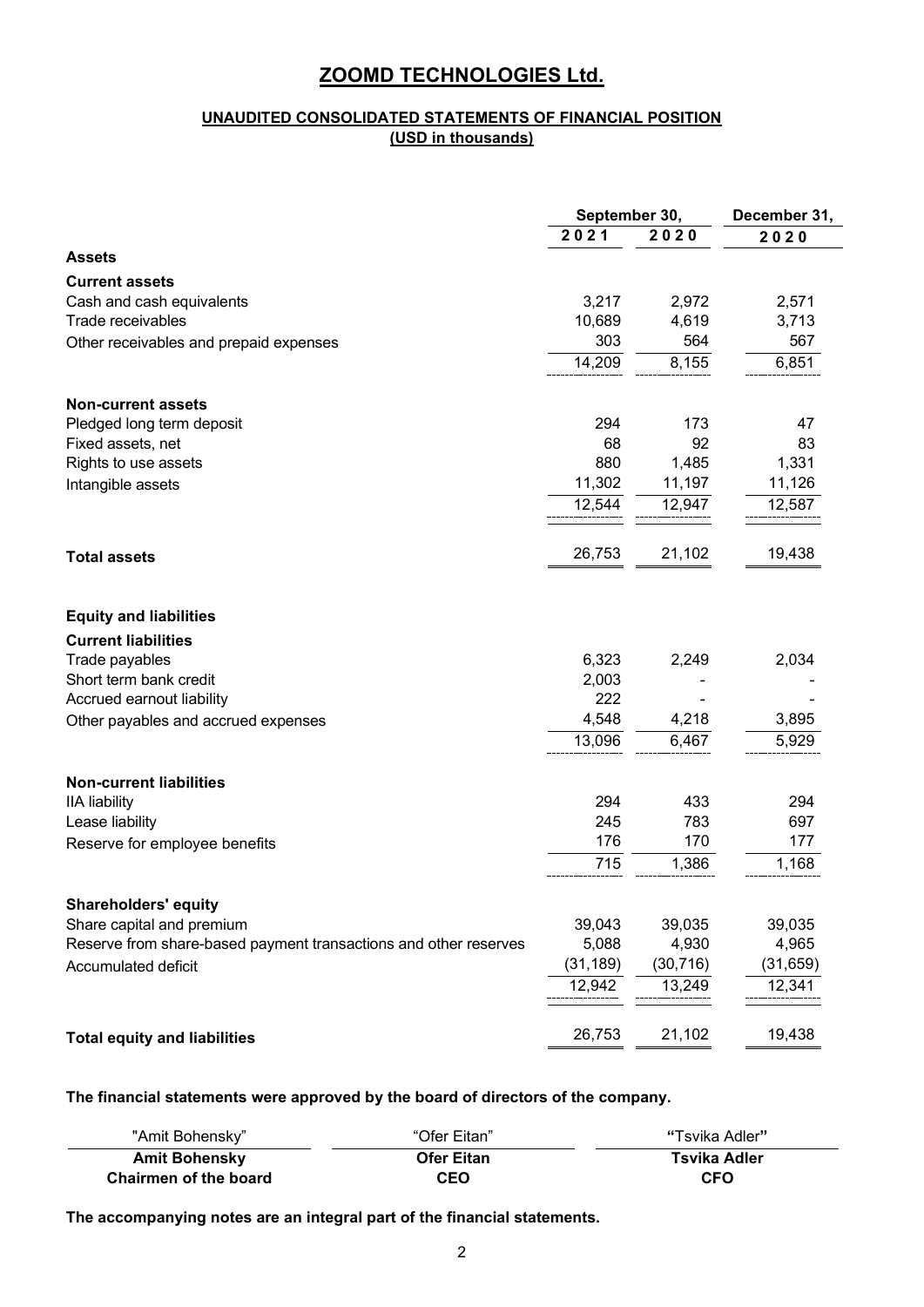# ZOOMD TECHNOLOGIES Ltd.

## UNAUDITED CONSOLIDATED STATEMENTS OF FINANCIAL POSITION

**(USD in thousands)**

| | September 30, | | December 31, |
|---|---|---|---|
| | 2021 | 2020 | 2020 |
| **Assets** | | | |
| **Current assets** | | | |
| Cash and cash equivalents | 3,217 | 2,972 | 2,571 |
| Trade receivables | 10,689 | 4,619 | 3,713 |
| Other receivables and prepaid expenses | 303 | 564 | 567 |
| | 14,209 | 8,155 | 6,851 |
| **Non-current assets** | | | |
| Pledged long term deposit | 294 | 173 | 47 |
| Fixed assets, net | 68 | 92 | 83 |
| Rights to use assets | 880 | 1,485 | 1,331 |
| Intangible assets | 11,302 | 11,197 | 11,126 |
| | 12,544 | 12,947 | 12,587 |
| **Total assets** | 26,753 | 21,102 | 19,438 |
| **Equity and liabilities** | | | |
| **Current liabilities** | | | |
| Trade payables | 6,323 | 2,249 | 2,034 |
| Short term bank credit | 2,003 | - | - |
| Accrued earnout liability | 222 | - | - |
| Other payables and accrued expenses | 4,548 | 4,218 | 3,895 |
| | 13,096 | 6,467 | 5,929 |
| **Non-current liabilities** | | | |
| IIA liability | 294 | 433 | 294 |
| Lease liability | 245 | 783 | 697 |
| Reserve for employee benefits | 176 | 170 | 177 |
| | 715 | 1,386 | 1,168 |
| **Shareholders' equity** | | | |
| Share capital and premium | 39,043 | 39,035 | 39,035 |
| Reserve from share-based payment transactions and other reserves | 5,088 | 4,930 | 4,965 |
| Accumulated deficit | (31,189) | (30,716) | (31,659) |
| | 12,942 | 13,249 | 12,341 |
| **Total equity and liabilities** | 26,753 | 21,102 | 19,438 |

**The financial statements were approved by the board of directors of the company.**

| "Amit Bohensky" | "Ofer Eitan" | "Tsvika Adler" |
|---|---|---|
| **Amit Bohensky** | **Ofer Eitan** | **Tsvika Adler** |
| **Chairmen of the board** | **CEO** | **CFO** |

**The accompanying notes are an integral part of the financial statements.**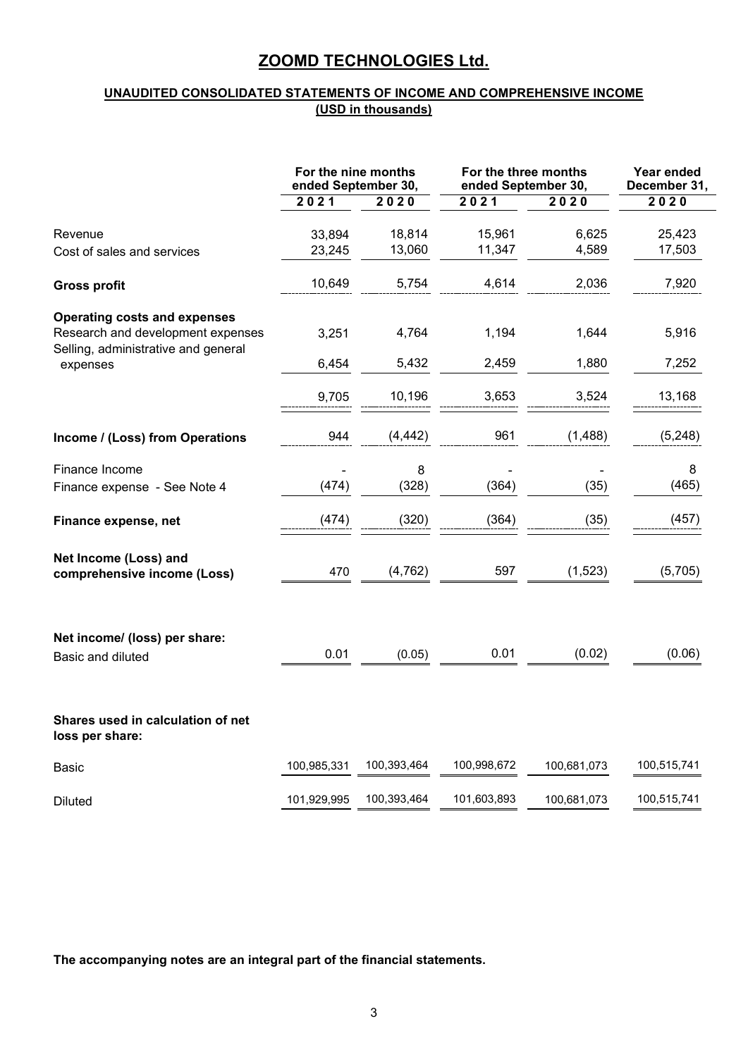# ZOOMD TECHNOLOGIES Ltd.

## UNAUDITED CONSOLIDATED STATEMENTS OF INCOME AND COMPREHENSIVE INCOME

### (USD in thousands)

| | For the nine months ended September 30, | | For the three months ended September 30, | | Year ended December 31, |
|---|---|---|---|---|---|
| | 2021 | 2020 | 2021 | 2020 | 2020 |
| Revenue | 33,894 | 18,814 | 15,961 | 6,625 | 25,423 |
| Cost of sales and services | 23,245 | 13,060 | 11,347 | 4,589 | 17,503 |
| **Gross profit** | 10,649 | 5,754 | 4,614 | 2,036 | 7,920 |
| **Operating costs and expenses** | | | | | |
| Research and development expenses | 3,251 | 4,764 | 1,194 | 1,644 | 5,916 |
| Selling, administrative and general expenses | 6,454 | 5,432 | 2,459 | 1,880 | 7,252 |
| | 9,705 | 10,196 | 3,653 | 3,524 | 13,168 |
| **Income / (Loss) from Operations** | 944 | (4,442) | 961 | (1,488) | (5,248) |
| Finance Income | - | 8 | - | - | 8 |
| Finance expense - See Note 4 | (474) | (328) | (364) | (35) | (465) |
| **Finance expense, net** | (474) | (320) | (364) | (35) | (457) |
| **Net Income (Loss) and comprehensive income (Loss)** | 470 | (4,762) | 597 | (1,523) | (5,705) |
| **Net income/ (loss) per share:** | | | | | |
| Basic and diluted | 0.01 | (0.05) | 0.01 | (0.02) | (0.06) |
| **Shares used in calculation of net loss per share:** | | | | | |
| Basic | 100,985,331 | 100,393,464 | 100,998,672 | 100,681,073 | 100,515,741 |
| Diluted | 101,929,995 | 100,393,464 | 101,603,893 | 100,681,073 | 100,515,741 |

**The accompanying notes are an integral part of the financial statements.**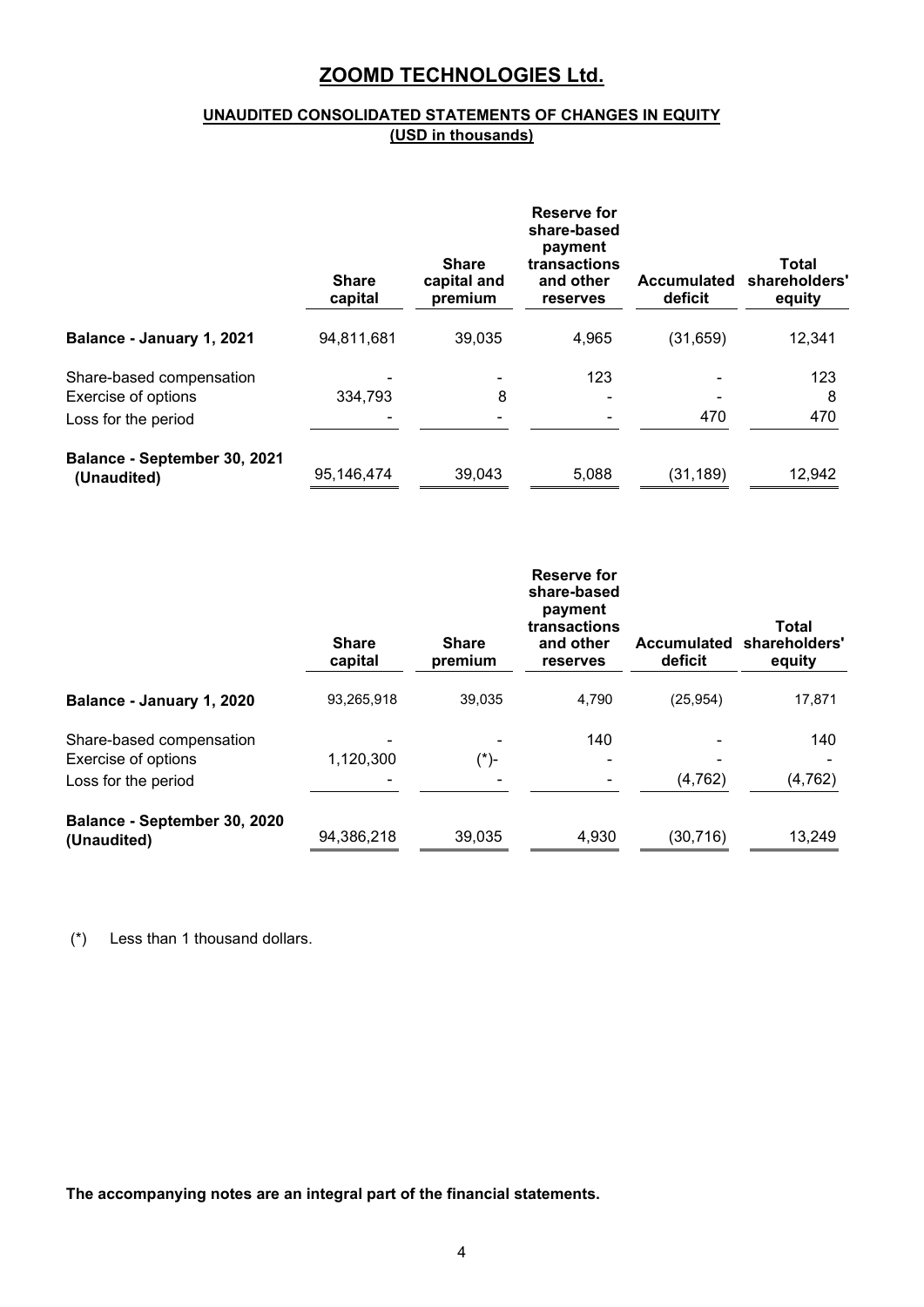# ZOOMD TECHNOLOGIES Ltd.

## UNAUDITED CONSOLIDATED STATEMENTS OF CHANGES IN EQUITY

**(USD in thousands)**

| | Share capital | Share capital and premium | Reserve for share-based payment transactions and other reserves | Accumulated deficit | Total shareholders' equity |
|---|---|---|---|---|---|
| **Balance - January 1, 2021** | 94,811,681 | 39,035 | 4,965 | (31,659) | 12,341 |
| Share-based compensation | - | - | 123 | - | 123 |
| Exercise of options | 334,793 | 8 | - | - | 8 |
| Loss for the period | - | - | - | 470 | 470 |
| **Balance - September 30, 2021 (Unaudited)** | 95,146,474 | 39,043 | 5,088 | (31,189) | 12,942 |

| | Share capital | Share premium | Reserve for share-based payment transactions and other reserves | Accumulated deficit | Total shareholders' equity |
|---|---|---|---|---|---|
| **Balance - January 1, 2020** | 93,265,918 | 39,035 | 4,790 | (25,954) | 17,871 |
| Share-based compensation | - | - | 140 | - | 140 |
| Exercise of options | 1,120,300 | (*)- | - | - | - |
| Loss for the period | - | - | - | (4,762) | (4,762) |
| **Balance - September 30, 2020 (Unaudited)** | 94,386,218 | 39,035 | 4,930 | (30,716) | 13,249 |

(*) Less than 1 thousand dollars.

**The accompanying notes are an integral part of the financial statements.**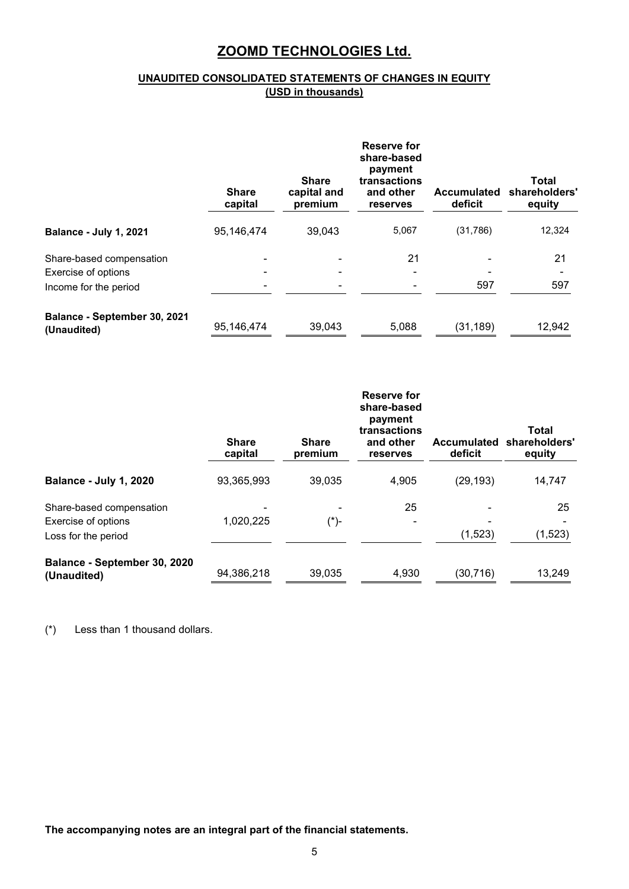# ZOOMD TECHNOLOGIES Ltd.

## UNAUDITED CONSOLIDATED STATEMENTS OF CHANGES IN EQUITY
### (USD in thousands)

| | Share capital | Share capital and premium | Reserve for share-based payment transactions and other reserves | Accumulated deficit | Total shareholders' equity |
|---|---|---|---|---|---|
| **Balance - July 1, 2021** | 95,146,474 | 39,043 | 5,067 | (31,786) | 12,324 |
| Share-based compensation | - | - | 21 | - | 21 |
| Exercise of options | - | - | - | - | - |
| Income for the period | - | - | - | 597 | 597 |
| **Balance - September 30, 2021 (Unaudited)** | 95,146,474 | 39,043 | 5,088 | (31,189) | 12,942 |

| | Share capital | Share premium | Reserve for share-based payment transactions and other reserves | Accumulated deficit | Total shareholders' equity |
|---|---|---|---|---|---|
| **Balance - July 1, 2020** | 93,365,993 | 39,035 | 4,905 | (29,193) | 14,747 |
| Share-based compensation | - | - | 25 | - | 25 |
| Exercise of options | 1,020,225 | (*)- | - | - | - |
| Loss for the period | | | | (1,523) | (1,523) |
| **Balance - September 30, 2020 (Unaudited)** | 94,386,218 | 39,035 | 4,930 | (30,716) | 13,249 |

(*) Less than 1 thousand dollars.

**The accompanying notes are an integral part of the financial statements.**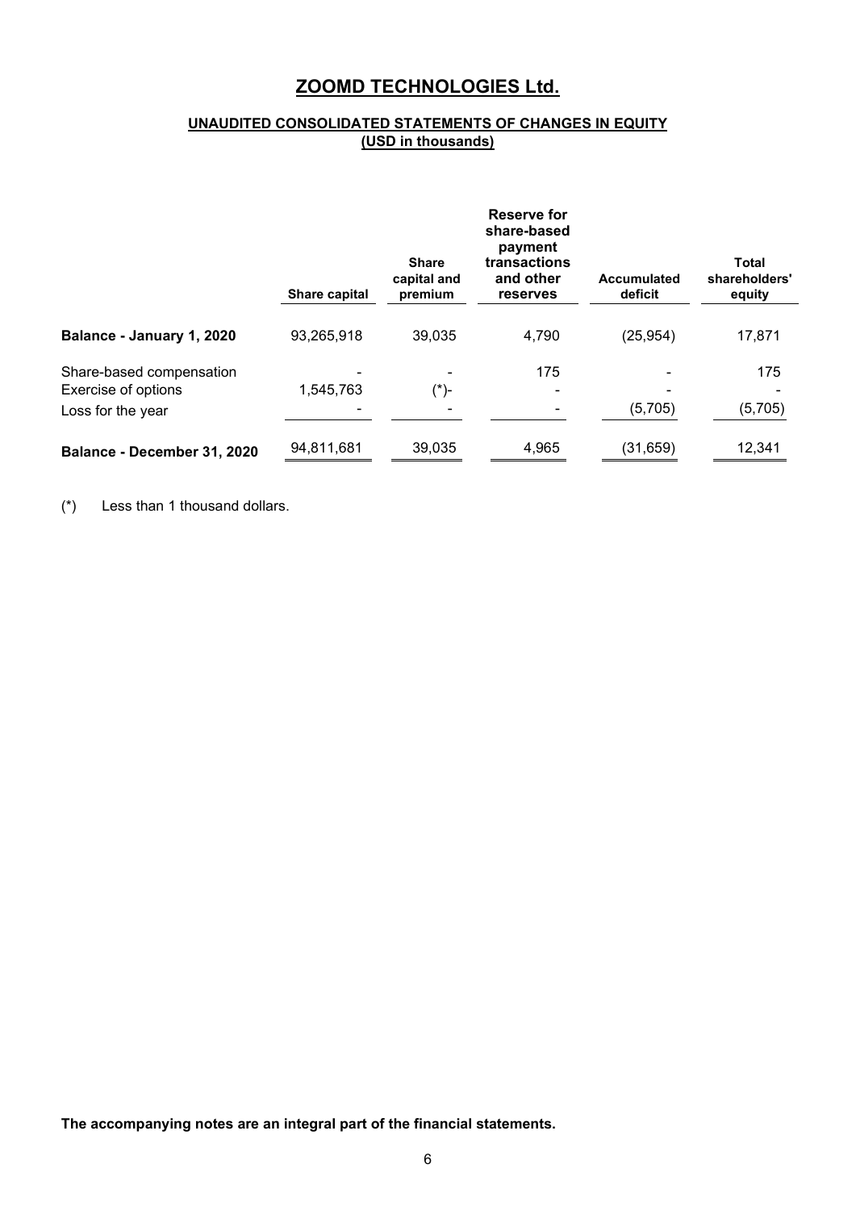# ZOOMD TECHNOLOGIES Ltd.

## UNAUDITED CONSOLIDATED STATEMENTS OF CHANGES IN EQUITY
**(USD in thousands)**

| | Share capital | Share capital and premium | Reserve for share-based payment transactions and other reserves | Accumulated deficit | Total shareholders' equity |
|---|---|---|---|---|---|
| **Balance - January 1, 2020** | 93,265,918 | 39,035 | 4,790 | (25,954) | 17,871 |
| Share-based compensation | - | - | 175 | - | 175 |
| Exercise of options | 1,545,763 | (*)- | - | - | - |
| Loss for the year | - | - | - | (5,705) | (5,705) |
| **Balance - December 31, 2020** | 94,811,681 | 39,035 | 4,965 | (31,659) | 12,341 |

(*) Less than 1 thousand dollars.

**The accompanying notes are an integral part of the financial statements.**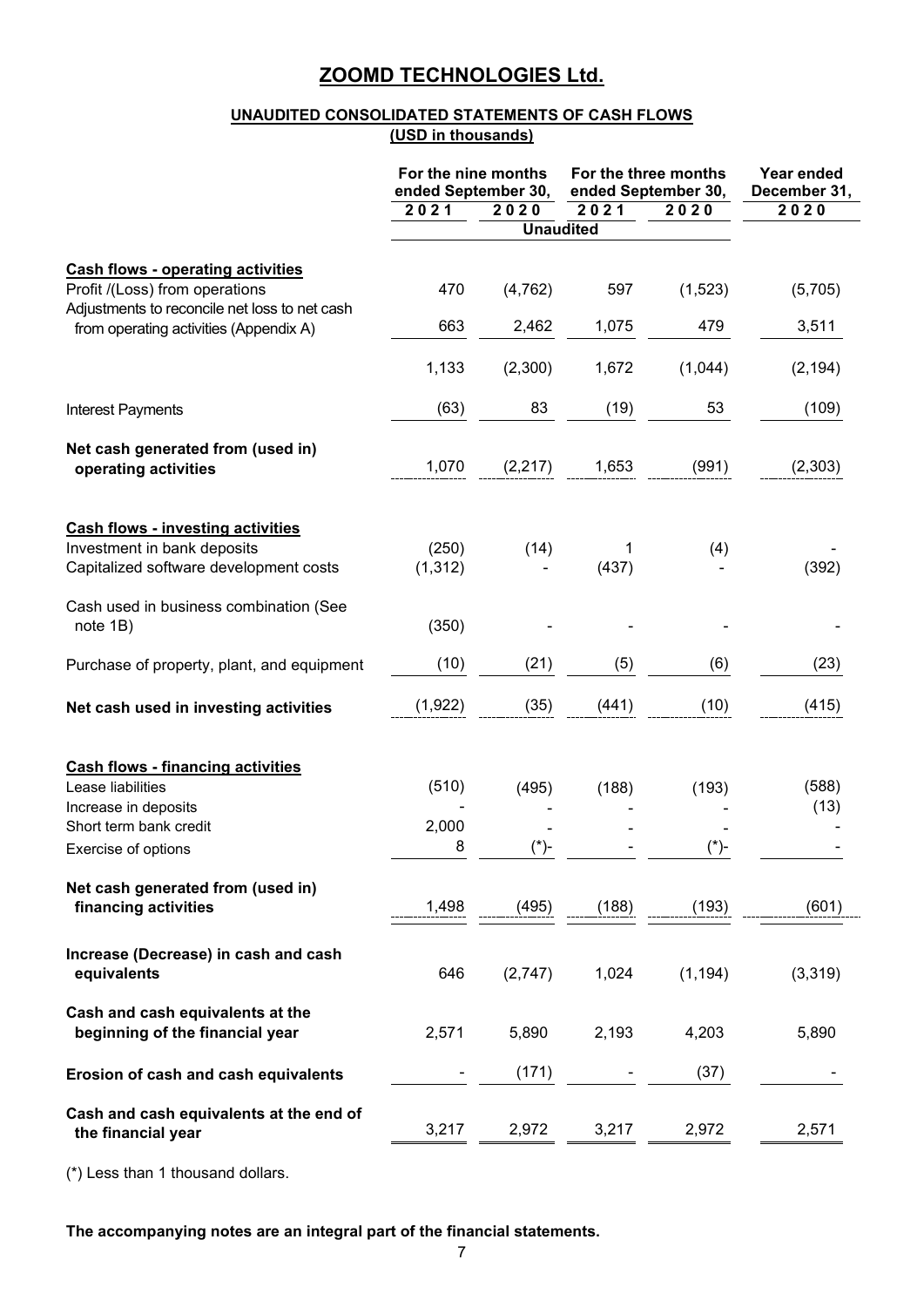# ZOOMD TECHNOLOGIES Ltd.

## UNAUDITED CONSOLIDATED STATEMENTS OF CASH FLOWS

**(USD in thousands)**

| | For the nine months ended September 30, | | For the three months ended September 30, | | Year ended December 31, |
|---|---|---|---|---|---|
| | 2021 | 2020 | 2021 | 2020 | 2020 |
| | Unaudited | | | | |
| **Cash flows - operating activities** | | | | | |
| Profit /(Loss) from operations | 470 | (4,762) | 597 | (1,523) | (5,705) |
| Adjustments to reconcile net loss to net cash from operating activities (Appendix A) | 663 | 2,462 | 1,075 | 479 | 3,511 |
| | 1,133 | (2,300) | 1,672 | (1,044) | (2,194) |
| Interest Payments | (63) | 83 | (19) | 53 | (109) |
| **Net cash generated from (used in) operating activities** | 1,070 | (2,217) | 1,653 | (991) | (2,303) |
| **Cash flows - investing activities** | | | | | |
| Investment in bank deposits | (250) | (14) | 1 | (4) | - |
| Capitalized software development costs | (1,312) | - | (437) | - | (392) |
| Cash used in business combination (See note 1B) | (350) | - | - | - | - |
| Purchase of property, plant, and equipment | (10) | (21) | (5) | (6) | (23) |
| **Net cash used in investing activities** | (1,922) | (35) | (441) | (10) | (415) |
| **Cash flows - financing activities** | | | | | |
| Lease liabilities | (510) | (495) | (188) | (193) | (588) |
| Increase in deposits | - | - | - | - | (13) |
| Short term bank credit | 2,000 | - | - | - | - |
| Exercise of options | 8 | (*)- | - | (*)- | - |
| **Net cash generated from (used in) financing activities** | 1,498 | (495) | (188) | (193) | (601) |
| **Increase (Decrease) in cash and cash equivalents** | 646 | (2,747) | 1,024 | (1,194) | (3,319) |
| **Cash and cash equivalents at the beginning of the financial year** | 2,571 | 5,890 | 2,193 | 4,203 | 5,890 |
| **Erosion of cash and cash equivalents** | - | (171) | - | (37) | - |
| **Cash and cash equivalents at the end of the financial year** | 3,217 | 2,972 | 3,217 | 2,972 | 2,571 |

(*) Less than 1 thousand dollars.

**The accompanying notes are an integral part of the financial statements.**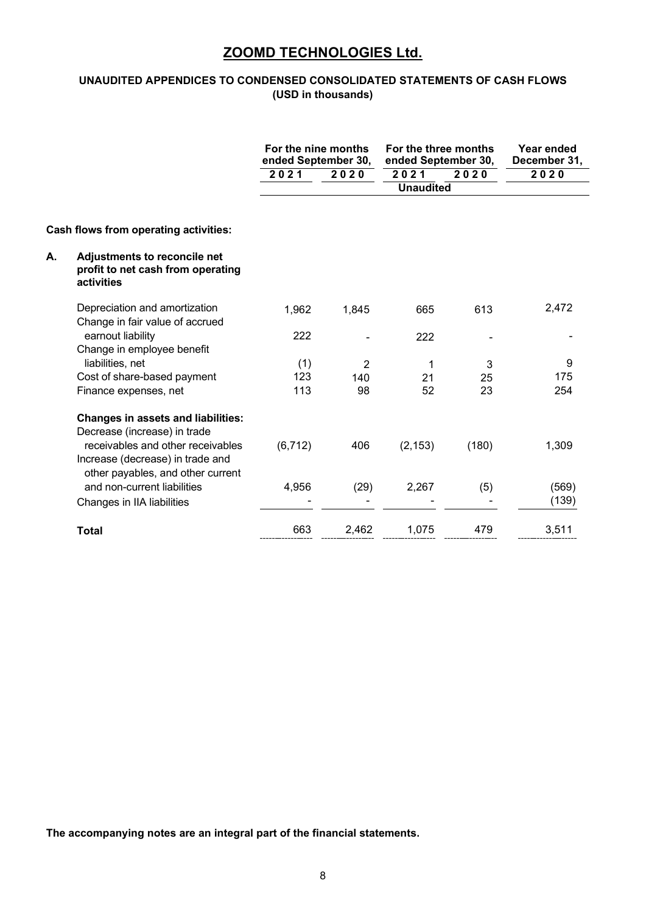# ZOOMD TECHNOLOGIES Ltd.

## UNAUDITED APPENDICES TO CONDENSED CONSOLIDATED STATEMENTS OF CASH FLOWS
**(USD in thousands)**

| | For the nine months ended September 30, | | For the three months ended September 30, | | Year ended December 31, |
|---|---|---|---|---|---|
| | 2021 | 2020 | 2021 | 2020 | 2020 |
| | | | Unaudited | | |
| **Cash flows from operating activities:** | | | | | |
| **A. Adjustments to reconcile net profit to net cash from operating activities** | | | | | |
| Depreciation and amortization | 1,962 | 1,845 | 665 | 613 | 2,472 |
| Change in fair value of accrued earnout liability | 222 | - | 222 | - | - |
| Change in employee benefit liabilities, net | (1) | 2 | 1 | 3 | 9 |
| Cost of share-based payment | 123 | 140 | 21 | 25 | 175 |
| Finance expenses, net | 113 | 98 | 52 | 23 | 254 |
| **Changes in assets and liabilities:** | | | | | |
| Decrease (increase) in trade receivables and other receivables | (6,712) | 406 | (2,153) | (180) | 1,309 |
| Increase (decrease) in trade and other payables, and other current and non-current liabilities | 4,956 | (29) | 2,267 | (5) | (569) |
| Changes in IIA liabilities | - | - | - | - | (139) |
| **Total** | 663 | 2,462 | 1,075 | 479 | 3,511 |

**The accompanying notes are an integral part of the financial statements.**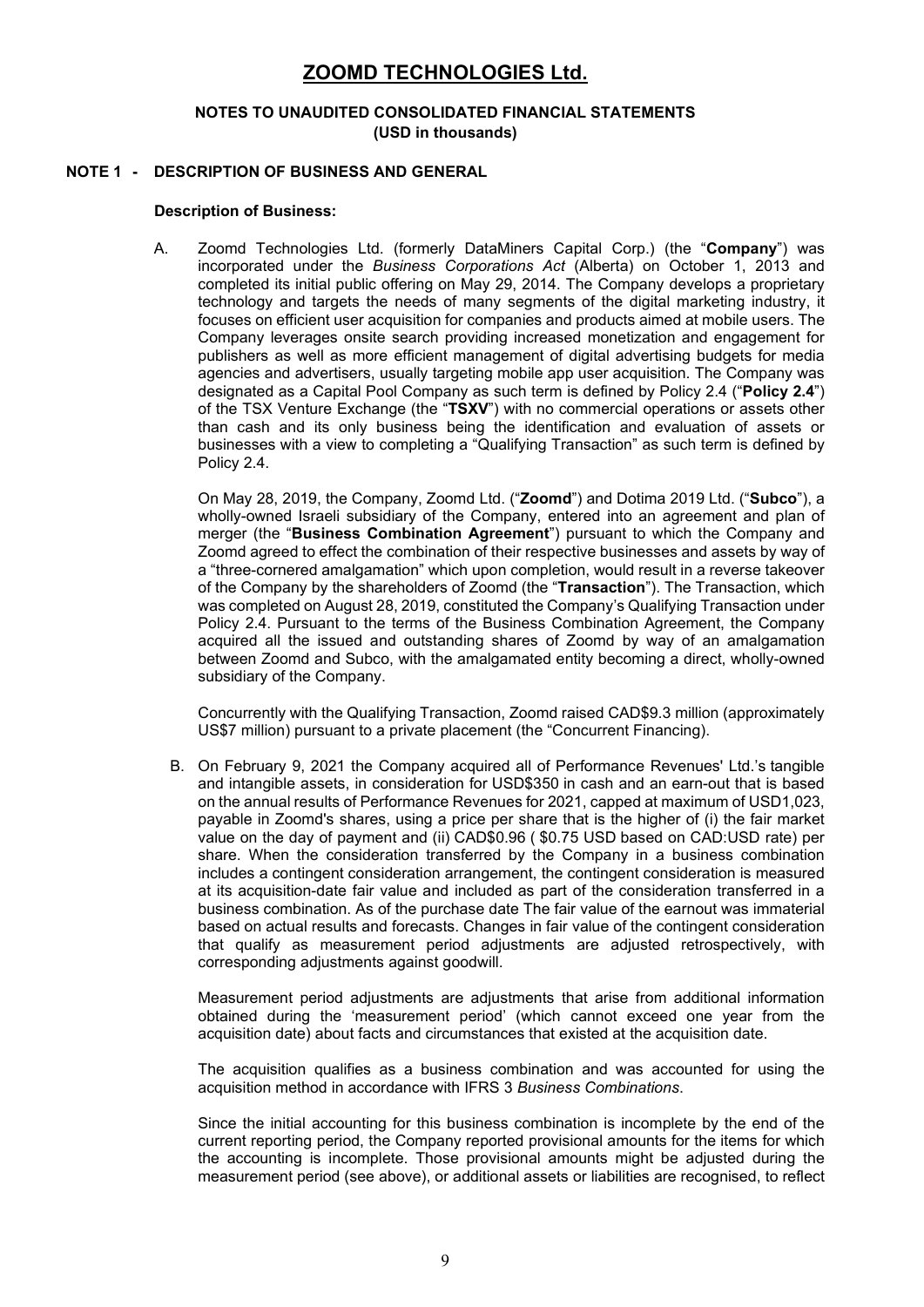# ZOOMD TECHNOLOGIES Ltd.

**NOTES TO UNAUDITED CONSOLIDATED FINANCIAL STATEMENTS**
**(USD in thousands)**

## NOTE 1 - DESCRIPTION OF BUSINESS AND GENERAL

**Description of Business:**

A. Zoomd Technologies Ltd. (formerly DataMiners Capital Corp.) (the "**Company**") was incorporated under the *Business Corporations Act* (Alberta) on October 1, 2013 and completed its initial public offering on May 29, 2014. The Company develops a proprietary technology and targets the needs of many segments of the digital marketing industry, it focuses on efficient user acquisition for companies and products aimed at mobile users. The Company leverages onsite search providing increased monetization and engagement for publishers as well as more efficient management of digital advertising budgets for media agencies and advertisers, usually targeting mobile app user acquisition. The Company was designated as a Capital Pool Company as such term is defined by Policy 2.4 ("**Policy 2.4**") of the TSX Venture Exchange (the "**TSXV**") with no commercial operations or assets other than cash and its only business being the identification and evaluation of assets or businesses with a view to completing a "Qualifying Transaction" as such term is defined by Policy 2.4.

On May 28, 2019, the Company, Zoomd Ltd. ("**Zoomd**") and Dotima 2019 Ltd. ("**Subco**"), a wholly-owned Israeli subsidiary of the Company, entered into an agreement and plan of merger (the "**Business Combination Agreement**") pursuant to which the Company and Zoomd agreed to effect the combination of their respective businesses and assets by way of a "three-cornered amalgamation" which upon completion, would result in a reverse takeover of the Company by the shareholders of Zoomd (the "**Transaction**"). The Transaction, which was completed on August 28, 2019, constituted the Company's Qualifying Transaction under Policy 2.4. Pursuant to the terms of the Business Combination Agreement, the Company acquired all the issued and outstanding shares of Zoomd by way of an amalgamation between Zoomd and Subco, with the amalgamated entity becoming a direct, wholly-owned subsidiary of the Company.

Concurrently with the Qualifying Transaction, Zoomd raised CAD$9.3 million (approximately US$7 million) pursuant to a private placement (the "Concurrent Financing).

B. On February 9, 2021 the Company acquired all of Performance Revenues' Ltd.'s tangible and intangible assets, in consideration for USD$350 in cash and an earn-out that is based on the annual results of Performance Revenues for 2021, capped at maximum of USD1,023, payable in Zoomd's shares, using a price per share that is the higher of (i) the fair market value on the day of payment and (ii) CAD$0.96 ( $0.75 USD based on CAD:USD rate) per share. When the consideration transferred by the Company in a business combination includes a contingent consideration arrangement, the contingent consideration is measured at its acquisition-date fair value and included as part of the consideration transferred in a business combination. As of the purchase date The fair value of the earnout was immaterial based on actual results and forecasts. Changes in fair value of the contingent consideration that qualify as measurement period adjustments are adjusted retrospectively, with corresponding adjustments against goodwill.

Measurement period adjustments are adjustments that arise from additional information obtained during the 'measurement period' (which cannot exceed one year from the acquisition date) about facts and circumstances that existed at the acquisition date.

The acquisition qualifies as a business combination and was accounted for using the acquisition method in accordance with IFRS 3 *Business Combinations*.

Since the initial accounting for this business combination is incomplete by the end of the current reporting period, the Company reported provisional amounts for the items for which the accounting is incomplete. Those provisional amounts might be adjusted during the measurement period (see above), or additional assets or liabilities are recognised, to reflect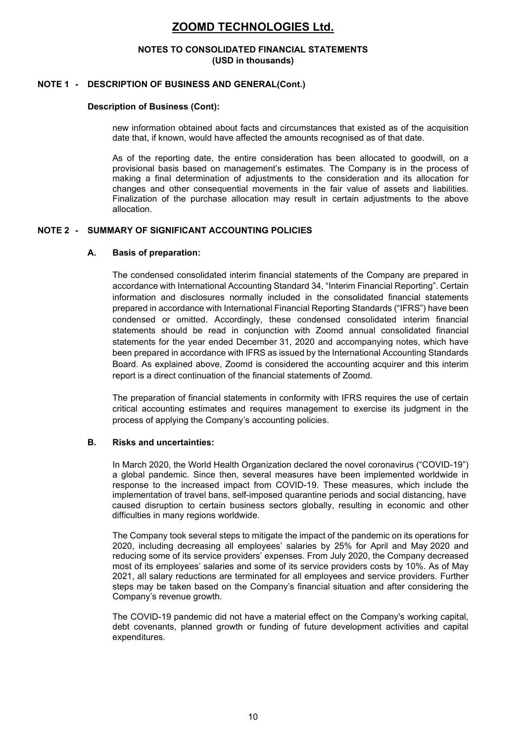## NOTE 1 - DESCRIPTION OF BUSINESS AND GENERAL(Cont.)

### Description of Business (Cont):

new information obtained about facts and circumstances that existed as of the acquisition date that, if known, would have affected the amounts recognised as of that date.

As of the reporting date, the entire consideration has been allocated to goodwill, on a provisional basis based on management's estimates. The Company is in the process of making a final determination of adjustments to the consideration and its allocation for changes and other consequential movements in the fair value of assets and liabilities. Finalization of the purchase allocation may result in certain adjustments to the above allocation.

## NOTE 2 - SUMMARY OF SIGNIFICANT ACCOUNTING POLICIES

### A. Basis of preparation:

The condensed consolidated interim financial statements of the Company are prepared in accordance with International Accounting Standard 34, "Interim Financial Reporting". Certain information and disclosures normally included in the consolidated financial statements prepared in accordance with International Financial Reporting Standards ("IFRS") have been condensed or omitted. Accordingly, these condensed consolidated interim financial statements should be read in conjunction with Zoomd annual consolidated financial statements for the year ended December 31, 2020 and accompanying notes, which have been prepared in accordance with IFRS as issued by the International Accounting Standards Board. As explained above, Zoomd is considered the accounting acquirer and this interim report is a direct continuation of the financial statements of Zoomd.

The preparation of financial statements in conformity with IFRS requires the use of certain critical accounting estimates and requires management to exercise its judgment in the process of applying the Company's accounting policies.

### B. Risks and uncertainties:

In March 2020, the World Health Organization declared the novel coronavirus ("COVID-19") a global pandemic. Since then, several measures have been implemented worldwide in response to the increased impact from COVID-19. These measures, which include the implementation of travel bans, self-imposed quarantine periods and social distancing, have caused disruption to certain business sectors globally, resulting in economic and other difficulties in many regions worldwide.

The Company took several steps to mitigate the impact of the pandemic on its operations for 2020, including decreasing all employees' salaries by 25% for April and May 2020 and reducing some of its service providers' expenses. From July 2020, the Company decreased most of its employees' salaries and some of its service providers costs by 10%. As of May 2021, all salary reductions are terminated for all employees and service providers. Further steps may be taken based on the Company's financial situation and after considering the Company's revenue growth.

The COVID-19 pandemic did not have a material effect on the Company's working capital, debt covenants, planned growth or funding of future development activities and capital expenditures.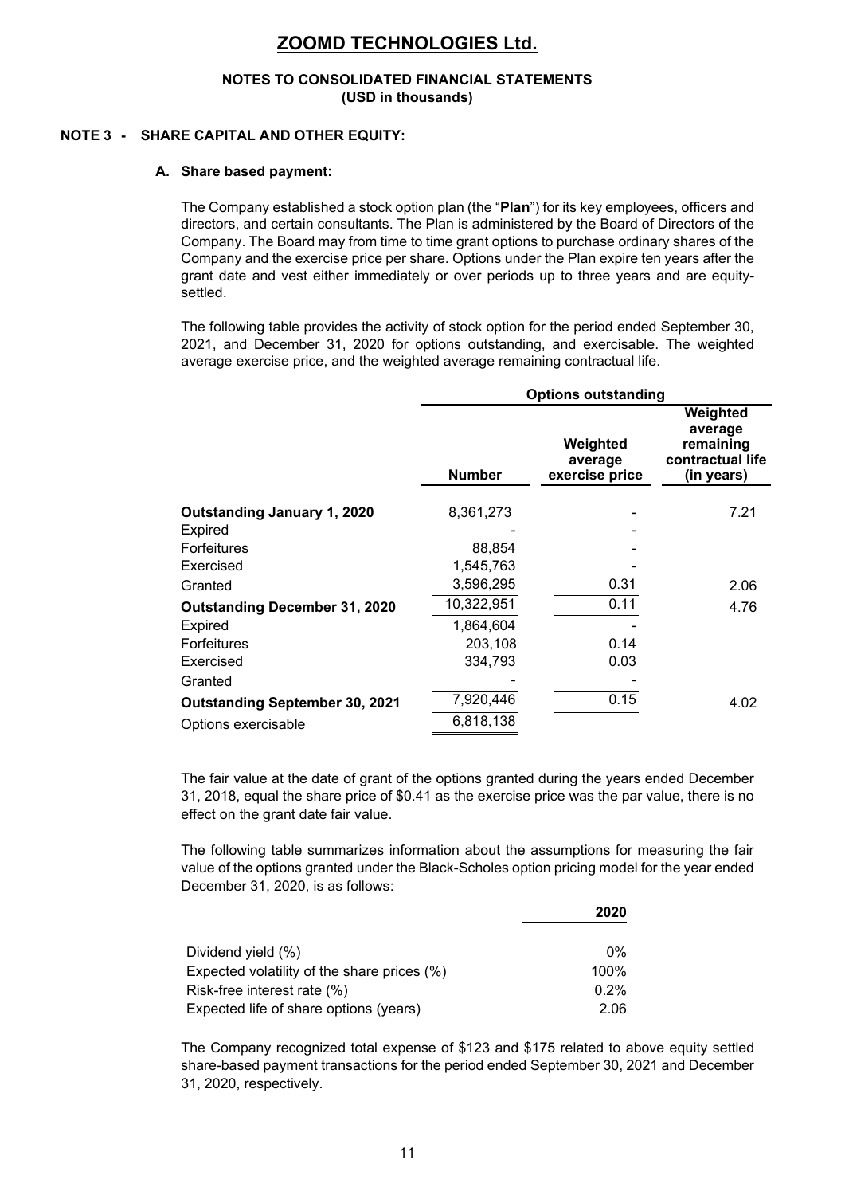# ZOOMD TECHNOLOGIES Ltd.

## NOTES TO CONSOLIDATED FINANCIAL STATEMENTS
### (USD in thousands)

## NOTE 3 - SHARE CAPITAL AND OTHER EQUITY:

### A. Share based payment:

The Company established a stock option plan (the "**Plan**") for its key employees, officers and directors, and certain consultants. The Plan is administered by the Board of Directors of the Company. The Board may from time to time grant options to purchase ordinary shares of the Company and the exercise price per share. Options under the Plan expire ten years after the grant date and vest either immediately or over periods up to three years and are equity-settled.

The following table provides the activity of stock option for the period ended September 30, 2021, and December 31, 2020 for options outstanding, and exercisable. The weighted average exercise price, and the weighted average remaining contractual life.

| | Options outstanding | | |
|---|---|---|---|
| | **Number** | **Weighted average exercise price** | **Weighted average remaining contractual life (in years)** |
| **Outstanding January 1, 2020** | 8,361,273 | - | 7.21 |
| Expired | - | - | |
| Forfeitures | 88,854 | - | |
| Exercised | 1,545,763 | - | |
| Granted | 3,596,295 | 0.31 | 2.06 |
| **Outstanding December 31, 2020** | 10,322,951 | 0.11 | 4.76 |
| Expired | 1,864,604 | - | |
| Forfeitures | 203,108 | 0.14 | |
| Exercised | 334,793 | 0.03 | |
| Granted | - | - | |
| **Outstanding September 30, 2021** | 7,920,446 | 0.15 | 4.02 |
| Options exercisable | 6,818,138 | | |

The fair value at the date of grant of the options granted during the years ended December 31, 2018, equal the share price of $0.41 as the exercise price was the par value, there is no effect on the grant date fair value.

The following table summarizes information about the assumptions for measuring the fair value of the options granted under the Black-Scholes option pricing model for the year ended December 31, 2020, is as follows:

| | **2020** |
|---|---|
| Dividend yield (%) | 0% |
| Expected volatility of the share prices (%) | 100% |
| Risk-free interest rate (%) | 0.2% |
| Expected life of share options (years) | 2.06 |

The Company recognized total expense of $123 and $175 related to above equity settled share-based payment transactions for the period ended September 30, 2021 and December 31, 2020, respectively.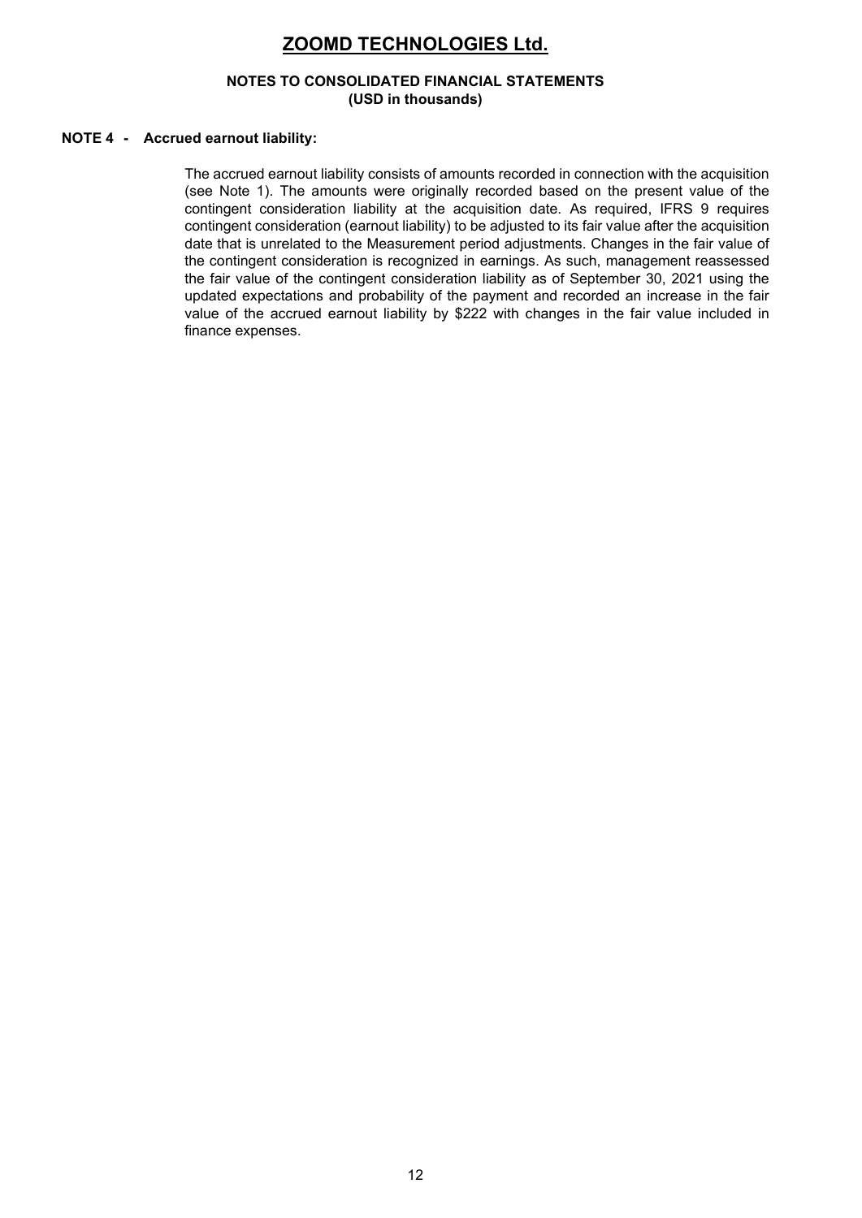# ZOOMD TECHNOLOGIES Ltd.

**NOTES TO CONSOLIDATED FINANCIAL STATEMENTS**
**(USD in thousands)**

### NOTE 4 - Accrued earnout liability:

The accrued earnout liability consists of amounts recorded in connection with the acquisition (see Note 1). The amounts were originally recorded based on the present value of the contingent consideration liability at the acquisition date. As required, IFRS 9 requires contingent consideration (earnout liability) to be adjusted to its fair value after the acquisition date that is unrelated to the Measurement period adjustments. Changes in the fair value of the contingent consideration is recognized in earnings. As such, management reassessed the fair value of the contingent consideration liability as of September 30, 2021 using the updated expectations and probability of the payment and recorded an increase in the fair value of the accrued earnout liability by $222 with changes in the fair value included in finance expenses.